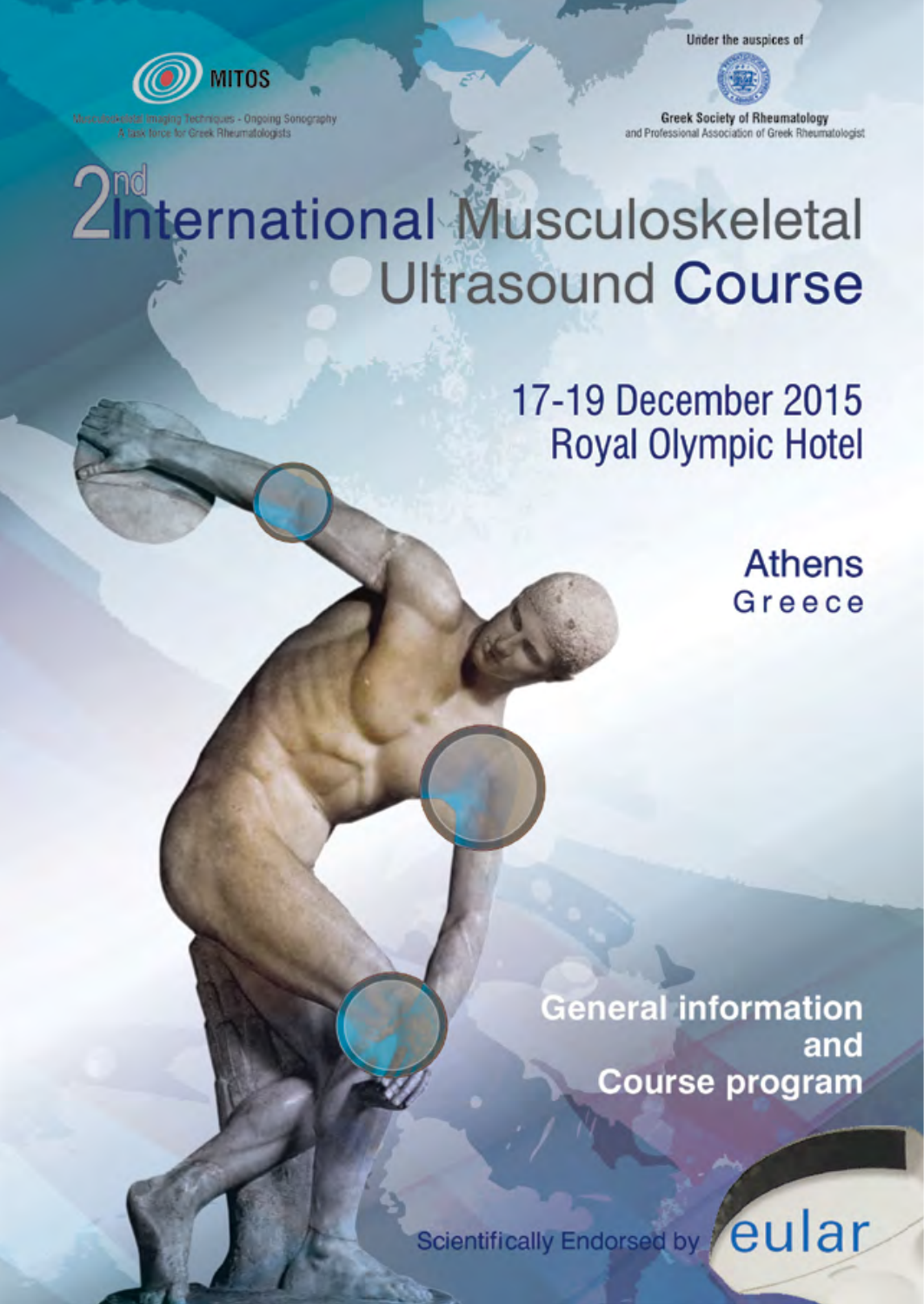MITOS

Musculoskeletal Imaging Techniques - Ongoing Sonography & Task force for Greek Rheumatologists

Under the auspices of

Greek Society of Rheumatology and Professional Association of Greek Rheumatologist

# 2nd International Musculoskeletal Ultrasound Course

## 17-19 December 2015
## Royal Olympic Hotel

**Athens**
Greece

## General information and Course program

Scientifically Endorsed by eular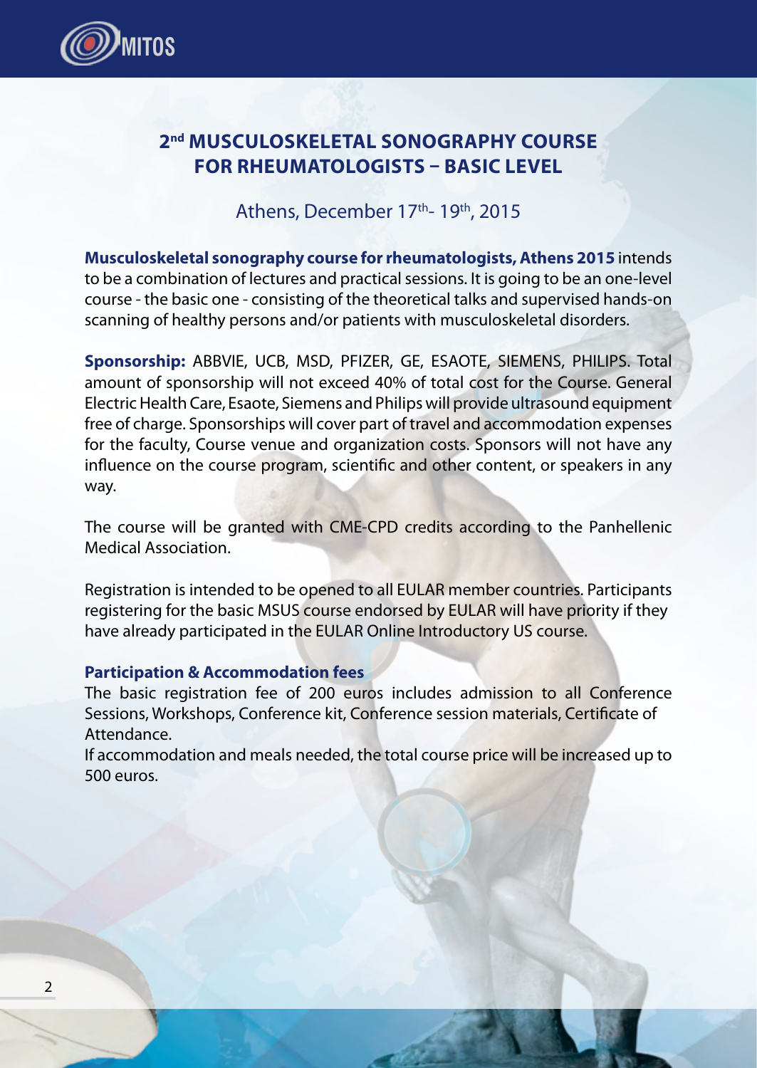## 2nd MUSCULOSKELETAL SONOGRAPHY COURSE FOR RHEUMATOLOGISTS – BASIC LEVEL

Athens, December 17th- 19th, 2015

**Musculoskeletal sonography course for rheumatologists, Athens 2015** intends to be a combination of lectures and practical sessions. It is going to be an one-level course - the basic one - consisting of the theoretical talks and supervised hands-on scanning of healthy persons and/or patients with musculoskeletal disorders.

**Sponsorship:** ABBVIE, UCB, MSD, PFIZER, GE, ESAOTE, SIEMENS, PHILIPS. Total amount of sponsorship will not exceed 40% of total cost for the Course. General Electric Health Care, Esaote, Siemens and Philips will provide ultrasound equipment free of charge. Sponsorships will cover part of travel and accommodation expenses for the faculty, Course venue and organization costs. Sponsors will not have any influence on the course program, scientific and other content, or speakers in any way.

The course will be granted with CME-CPD credits according to the Panhellenic Medical Association.

Registration is intended to be opened to all EULAR member countries. Participants registering for the basic MSUS course endorsed by EULAR will have priority if they have already participated in the EULAR Online Introductory US course.

**Participation & Accommodation fees**

The basic registration fee of 200 euros includes admission to all Conference Sessions, Workshops, Conference kit, Conference session materials, Certificate of Attendance.

If accommodation and meals needed, the total course price will be increased up to 500 euros.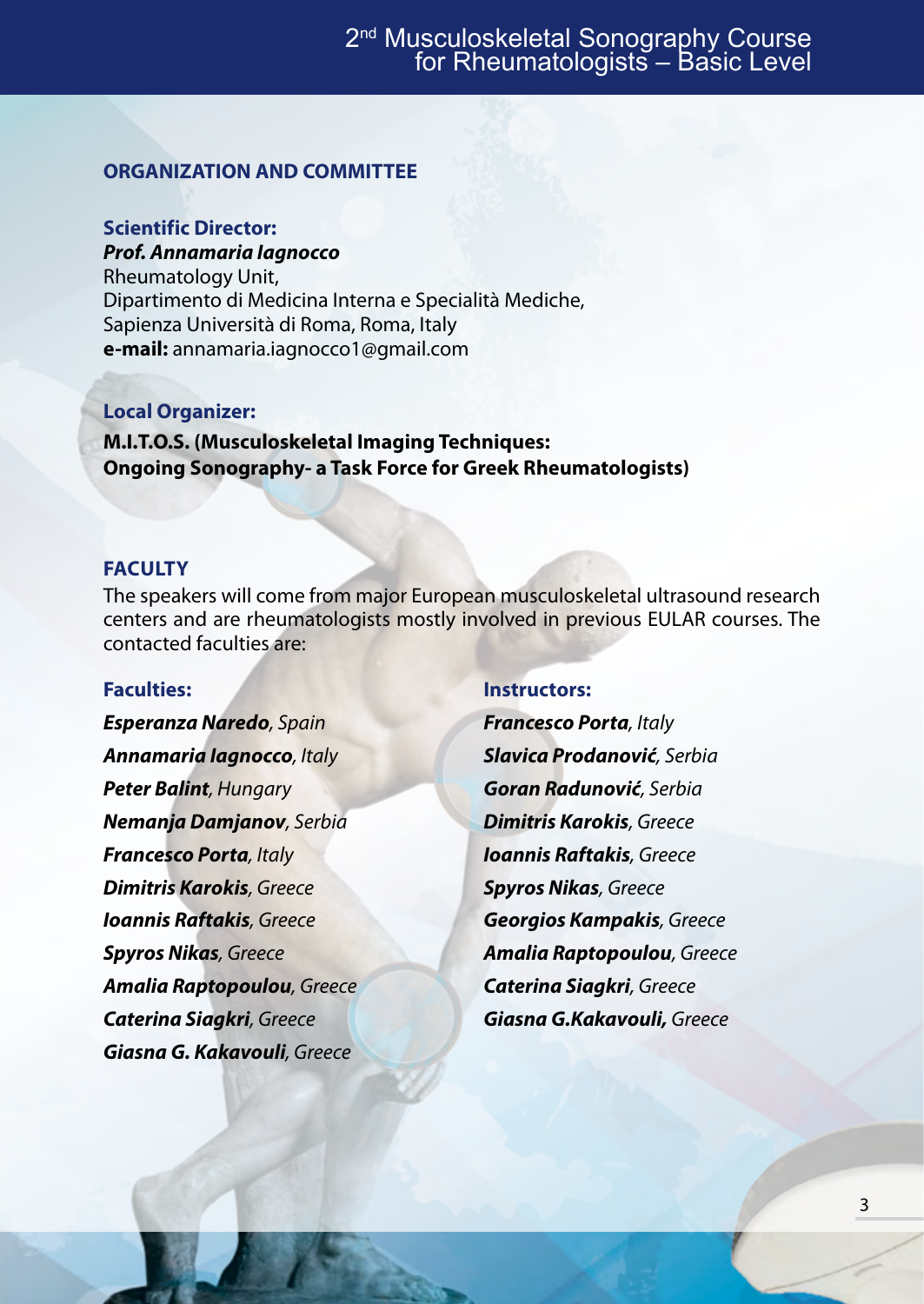## ORGANIZATION AND COMMITTEE

**Scientific Director:**
***Prof. Annamaria Iagnocco***
Rheumatology Unit,
Dipartimento di Medicina Interna e Specialità Mediche,
Sapienza Università di Roma, Roma, Italy
**e-mail:** annamaria.iagnocco1@gmail.com

**Local Organizer:**
**M.I.T.O.S. (Musculoskeletal Imaging Techniques: Ongoing Sonography- a Task Force for Greek Rheumatologists)**

## FACULTY

The speakers will come from major European musculoskeletal ultrasound research centers and are rheumatologists mostly involved in previous EULAR courses. The contacted faculties are:

**Faculties:**

***Esperanza Naredo**, Spain*
***Annamaria Iagnocco**, Italy*
***Peter Balint**, Hungary*
***Nemanja Damjanov**, Serbia*
***Francesco Porta**, Italy*
***Dimitris Karokis**, Greece*
***Ioannis Raftakis**, Greece*
***Spyros Nikas**, Greece*
***Amalia Raptopoulou**, Greece*
***Caterina Siagkri**, Greece*
***Giasna G. Kakavouli**, Greece*

**Instructors:**

***Francesco Porta**, Italy*
***Slavica Prodanović**, Serbia*
***Goran Radunović**, Serbia*
***Dimitris Karokis**, Greece*
***Ioannis Raftakis**, Greece*
***Spyros Nikas**, Greece*
***Georgios Kampakis**, Greece*
***Amalia Raptopoulou**, Greece*
***Caterina Siagkri**, Greece*
***Giasna G.Kakavouli,** Greece*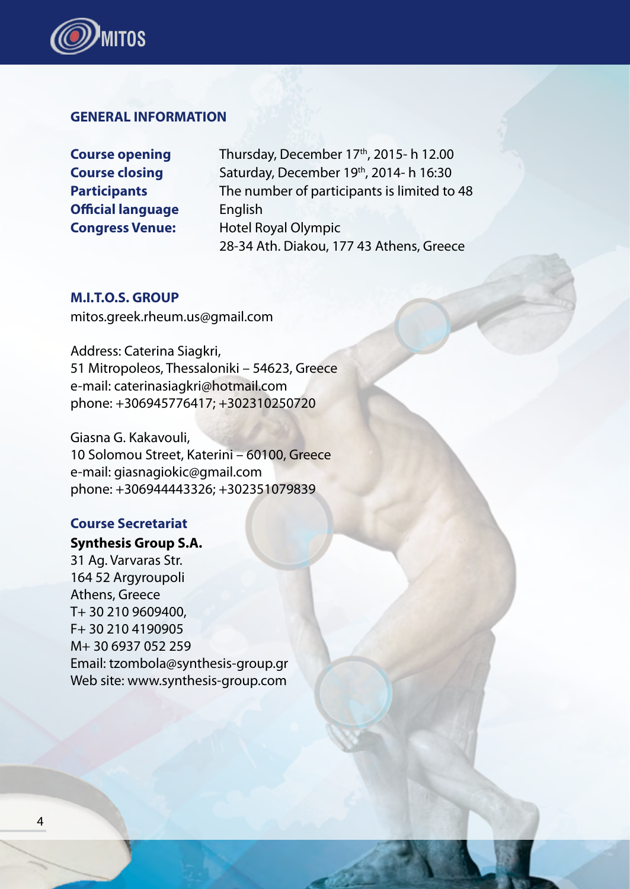## GENERAL INFORMATION

| | |
|---|---|
| **Course opening** | Thursday, December 17th, 2015- h 12.00 |
| **Course closing** | Saturday, December 19th, 2014- h 16:30 |
| **Participants** | The number of participants is limited to 48 |
| **Official language** | English |
| **Congress Venue:** | Hotel Royal Olympic<br>28-34 Ath. Diakou, 177 43 Athens, Greece |

## M.I.T.O.S. GROUP

mitos.greek.rheum.us@gmail.com

Address: Caterina Siagkri,
51 Mitropoleos, Thessaloniki – 54623, Greece
e-mail: caterinasiagkri@hotmail.com
phone: +306945776417; +302310250720

Giasna G. Kakavouli,
10 Solomou Street, Katerini – 60100, Greece
e-mail: giasnagiokic@gmail.com
phone: +306944443326; +302351079839

## Course Secretariat

**Synthesis Group S.A.**
31 Ag. Varvaras Str.
164 52 Argyroupoli
Athens, Greece
T+ 30 210 9609400,
F+ 30 210 4190905
M+ 30 6937 052 259
Email: tzombola@synthesis-group.gr
Web site: www.synthesis-group.com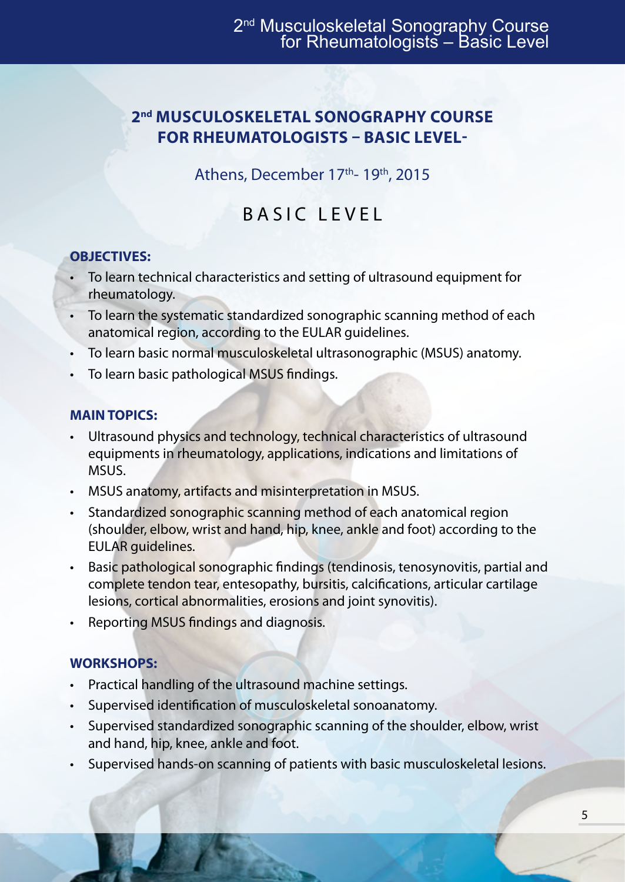# 2nd MUSCULOSKELETAL SONOGRAPHY COURSE FOR RHEUMATOLOGISTS – BASIC LEVEL-

Athens, December 17th- 19th, 2015

## BASIC LEVEL

**OBJECTIVES:**

- To learn technical characteristics and setting of ultrasound equipment for rheumatology.
- To learn the systematic standardized sonographic scanning method of each anatomical region, according to the EULAR guidelines.
- To learn basic normal musculoskeletal ultrasonographic (MSUS) anatomy.
- To learn basic pathological MSUS findings.

**MAIN TOPICS:**

- Ultrasound physics and technology, technical characteristics of ultrasound equipments in rheumatology, applications, indications and limitations of MSUS.
- MSUS anatomy, artifacts and misinterpretation in MSUS.
- Standardized sonographic scanning method of each anatomical region (shoulder, elbow, wrist and hand, hip, knee, ankle and foot) according to the EULAR guidelines.
- Basic pathological sonographic findings (tendinosis, tenosynovitis, partial and complete tendon tear, entesopathy, bursitis, calcifications, articular cartilage lesions, cortical abnormalities, erosions and joint synovitis).
- Reporting MSUS findings and diagnosis.

**WORKSHOPS:**

- Practical handling of the ultrasound machine settings.
- Supervised identification of musculoskeletal sonoanatomy.
- Supervised standardized sonographic scanning of the shoulder, elbow, wrist and hand, hip, knee, ankle and foot.
- Supervised hands-on scanning of patients with basic musculoskeletal lesions.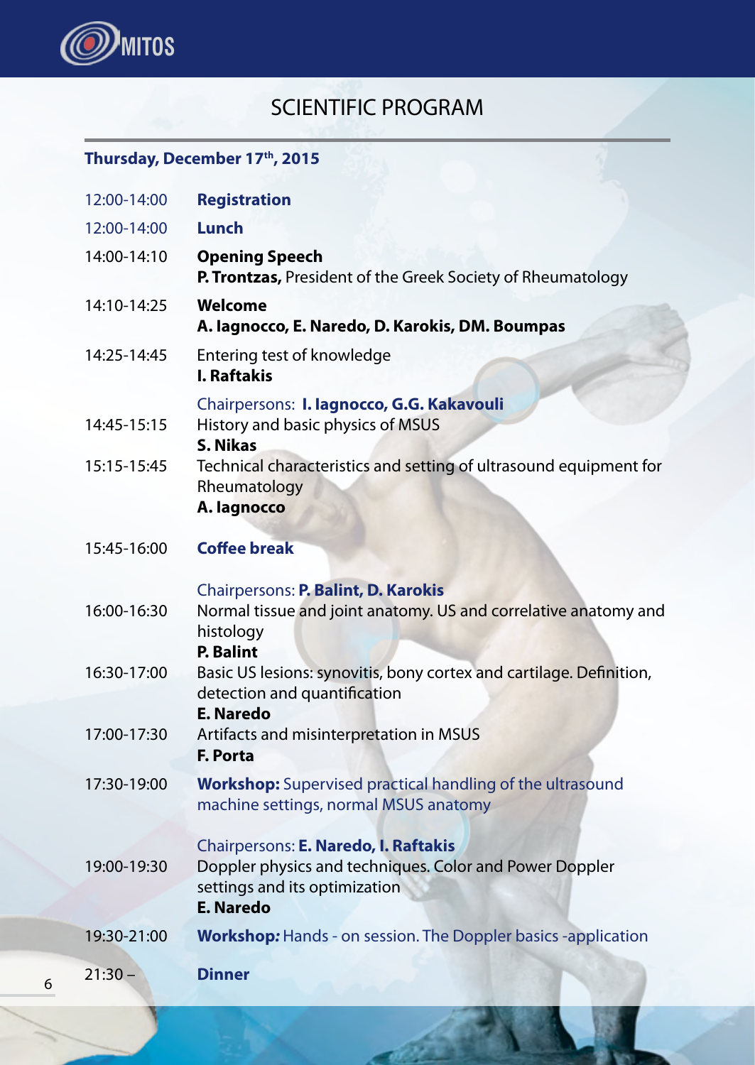# SCIENTIFIC PROGRAM

## Thursday, December 17th, 2015

| | |
|---|---|
| 12:00-14:00 | **Registration** |
| 12:00-14:00 | **Lunch** |
| 14:00-14:10 | **Opening Speech**<br>**P. Trontzas,** President of the Greek Society of Rheumatology |
| 14:10-14:25 | **Welcome**<br>**A. Iagnocco, E. Naredo, D. Karokis, DM. Boumpas** |
| 14:25-14:45 | Entering test of knowledge<br>**I. Raftakis** |
| | Chairpersons: **I. Iagnocco, G.G. Kakavouli** |
| 14:45-15:15 | History and basic physics of MSUS<br>**S. Nikas** |
| 15:15-15:45 | Technical characteristics and setting of ultrasound equipment for Rheumatology<br>**A. Iagnocco** |
| 15:45-16:00 | **Coffee break** |
| | Chairpersons: **P. Balint, D. Karokis** |
| 16:00-16:30 | Normal tissue and joint anatomy. US and correlative anatomy and histology<br>**P. Balint** |
| 16:30-17:00 | Basic US lesions: synovitis, bony cortex and cartilage. Definition, detection and quantification<br>**E. Naredo** |
| 17:00-17:30 | Artifacts and misinterpretation in MSUS<br>**F. Porta** |
| 17:30-19:00 | **Workshop:** Supervised practical handling of the ultrasound machine settings, normal MSUS anatomy |
| | Chairpersons: **E. Naredo, I. Raftakis** |
| 19:00-19:30 | Doppler physics and techniques. Color and Power Doppler settings and its optimization<br>**E. Naredo** |
| 19:30-21:00 | **Workshop:** Hands - on session. The Doppler basics -application |
| 21:30 – | **Dinner** |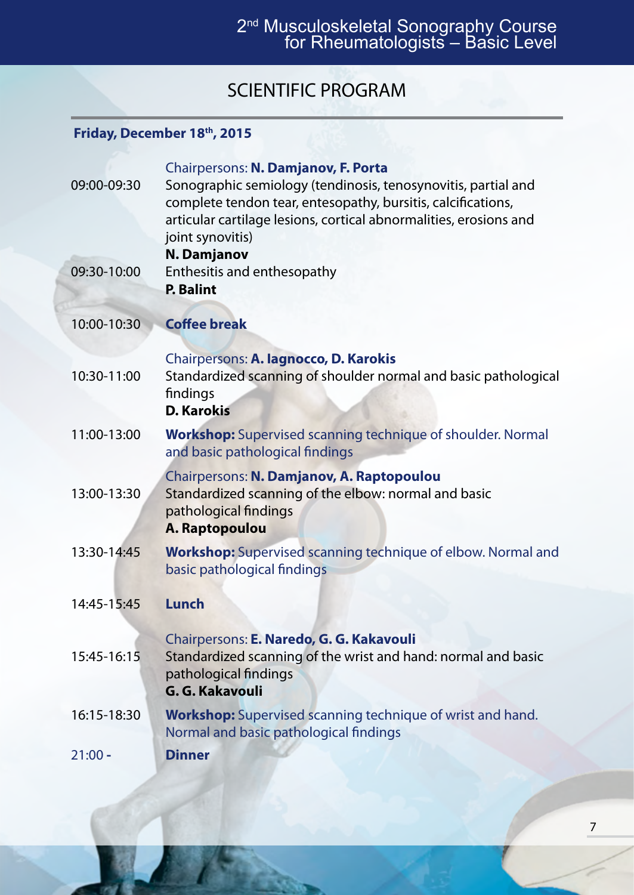# SCIENTIFIC PROGRAM

**Friday, December 18th, 2015**

Chairpersons: **N. Damjanov, F. Porta**

09:00-09:30 Sonographic semiology (tendinosis, tenosynovitis, partial and complete tendon tear, entesopathy, bursitis, calcifications, articular cartilage lesions, cortical abnormalities, erosions and joint synovitis)
**N. Damjanov**

09:30-10:00 Enthesitis and enthesopathy
**P. Balint**

10:00-10:30 **Coffee break**

Chairpersons: **A. Iagnocco, D. Karokis**

10:30-11:00 Standardized scanning of shoulder normal and basic pathological findings
**D. Karokis**

11:00-13:00 **Workshop:** Supervised scanning technique of shoulder. Normal and basic pathological findings

Chairpersons: **N. Damjanov, A. Raptopoulou**

13:00-13:30 Standardized scanning of the elbow: normal and basic pathological findings
**A. Raptopoulou**

13:30-14:45 **Workshop:** Supervised scanning technique of elbow. Normal and basic pathological findings

14:45-15:45 **Lunch**

Chairpersons: **E. Naredo, G. G. Kakavouli**

15:45-16:15 Standardized scanning of the wrist and hand: normal and basic pathological findings
**G. G. Kakavouli**

16:15-18:30 **Workshop:** Supervised scanning technique of wrist and hand. Normal and basic pathological findings

21:00 - **Dinner**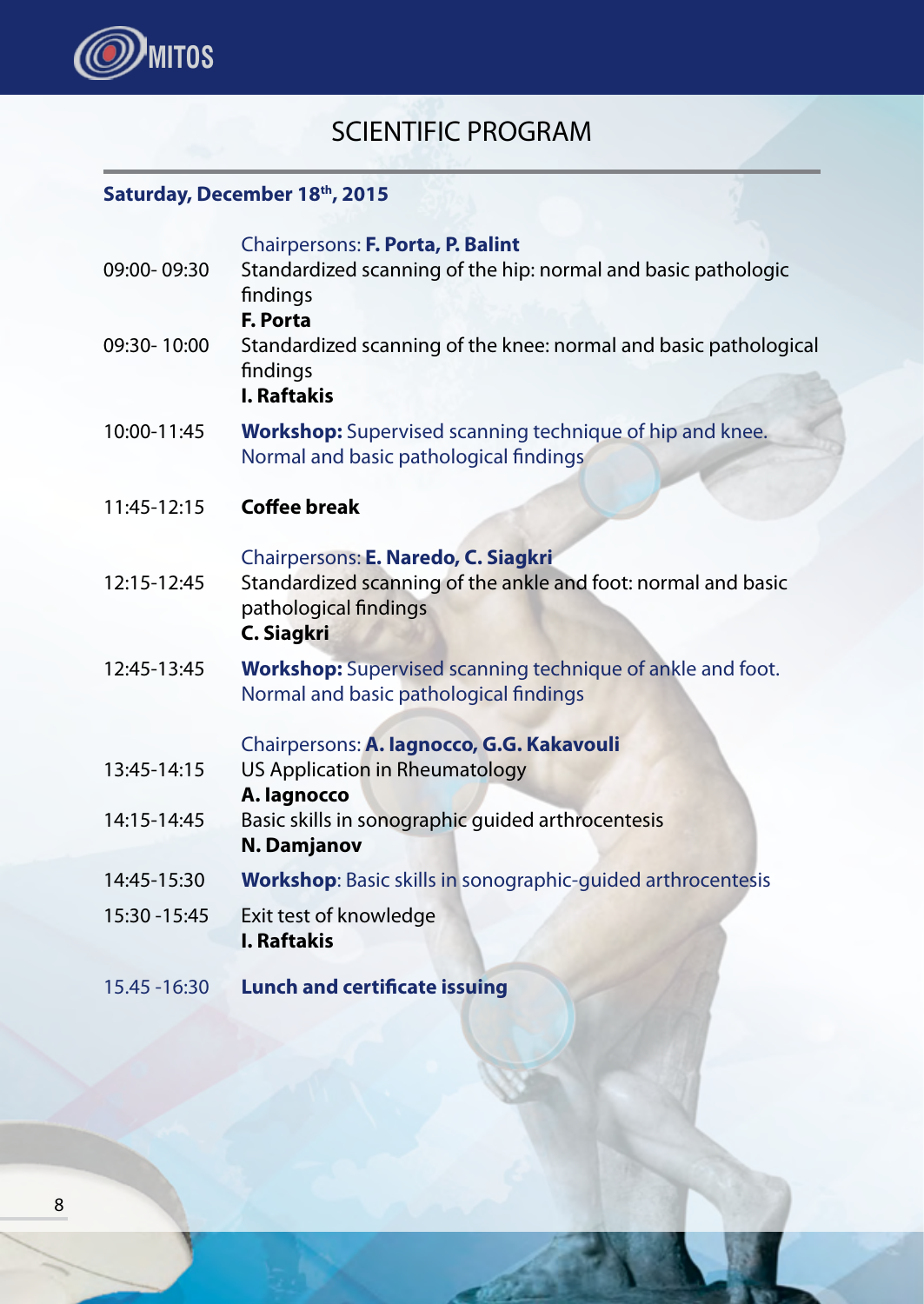# SCIENTIFIC PROGRAM

## Saturday, December 18th, 2015

Chairpersons: **F. Porta, P. Balint**

09:00- 09:30 Standardized scanning of the hip: normal and basic pathologic findings
**F. Porta**

09:30- 10:00 Standardized scanning of the knee: normal and basic pathological findings
**I. Raftakis**

10:00-11:45 **Workshop:** Supervised scanning technique of hip and knee. Normal and basic pathological findings

11:45-12:15 **Coffee break**

Chairpersons: **E. Naredo, C. Siagkri**

12:15-12:45 Standardized scanning of the ankle and foot: normal and basic pathological findings
**C. Siagkri**

12:45-13:45 **Workshop:** Supervised scanning technique of ankle and foot. Normal and basic pathological findings

Chairpersons: **A. Iagnocco, G.G. Kakavouli**

13:45-14:15 US Application in Rheumatology
**A. Iagnocco**

14:15-14:45 Basic skills in sonographic guided arthrocentesis
**N. Damjanov**

14:45-15:30 **Workshop**: Basic skills in sonographic-guided arthrocentesis

15:30 -15:45 Exit test of knowledge
**I. Raftakis**

15.45 -16:30 **Lunch and certificate issuing**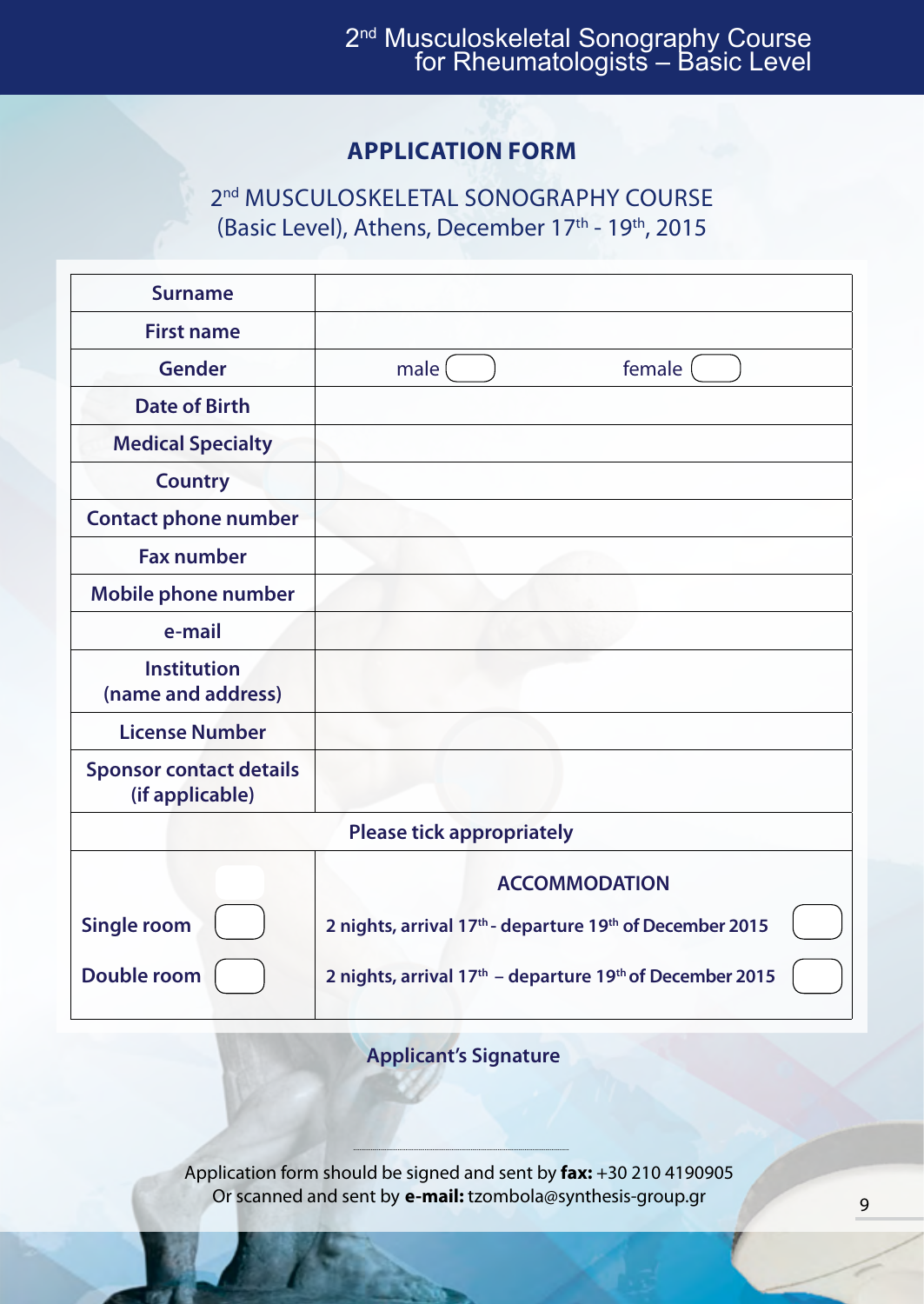## APPLICATION FORM

2nd MUSCULOSKELETAL SONOGRAPHY COURSE
(Basic Level), Athens, December 17th - 19th, 2015

| | |
|---|---|
| **Surname** | |
| **First name** | |
| **Gender** | male ☐ female ☐ |
| **Date of Birth** | |
| **Medical Specialty** | |
| **Country** | |
| **Contact phone number** | |
| **Fax number** | |
| **Mobile phone number** | |
| **e-mail** | |
| **Institution (name and address)** | |
| **License Number** | |
| **Sponsor contact details (if applicable)** | |
| **Please tick appropriately** | |
| | **ACCOMMODATION** |
| **Single room** ☐ | **2 nights, arrival 17th - departure 19th of December 2015** ☐ |
| **Double room** ☐ | **2 nights, arrival 17th – departure 19th of December 2015** ☐ |

**Applicant's Signature**

...............................................

Application form should be signed and sent by **fax:** +30 210 4190905
Or scanned and sent by **e-mail:** tzombola@synthesis-group.gr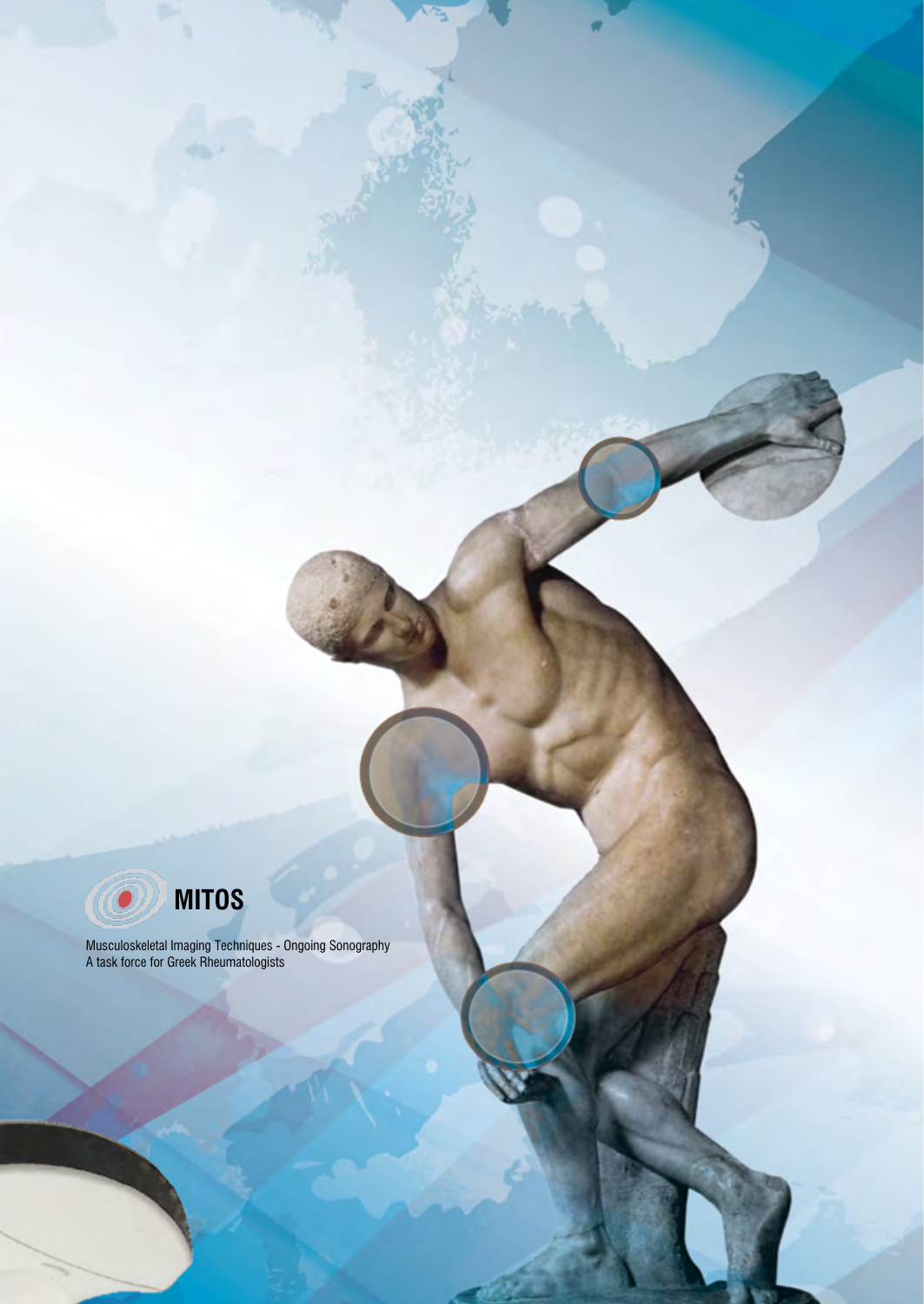**MITOS**

Musculoskeletal Imaging Techniques - Ongoing Sonography
A task force for Greek Rheumatologists